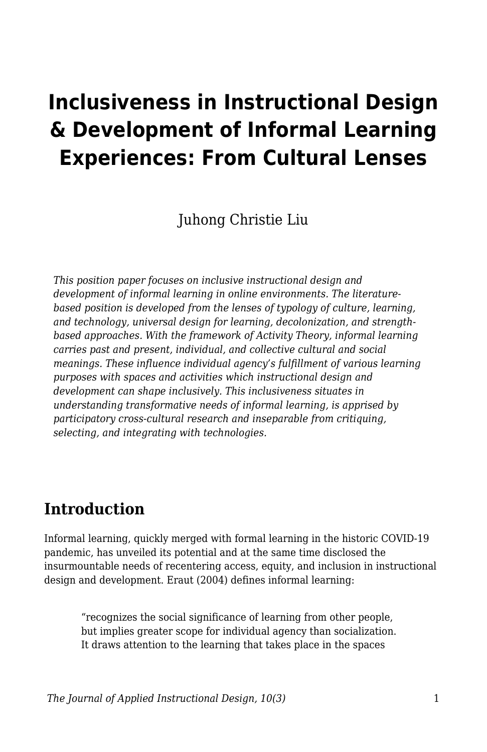# Inclusiveness in Instructional Design & Development of Informal Learning Experiences: From Cultural Lenses

Juhong Christie Liu

*This position paper focuses on inclusive instructional design and development of informal learning in online environments. The literature-based position is developed from the lenses of typology of culture, learning, and technology, universal design for learning, decolonization, and strength-based approaches. With the framework of Activity Theory, informal learning carries past and present, individual, and collective cultural and social meanings. These influence individual agency's fulfillment of various learning purposes with spaces and activities which instructional design and development can shape inclusively. This inclusiveness situates in understanding transformative needs of informal learning, is apprised by participatory cross-cultural research and inseparable from critiquing, selecting, and integrating with technologies.*

## Introduction

Informal learning, quickly merged with formal learning in the historic COVID-19 pandemic, has unveiled its potential and at the same time disclosed the insurmountable needs of recentering access, equity, and inclusion in instructional design and development. Eraut (2004) defines informal learning:

> "recognizes the social significance of learning from other people, but implies greater scope for individual agency than socialization. It draws attention to the learning that takes place in the spaces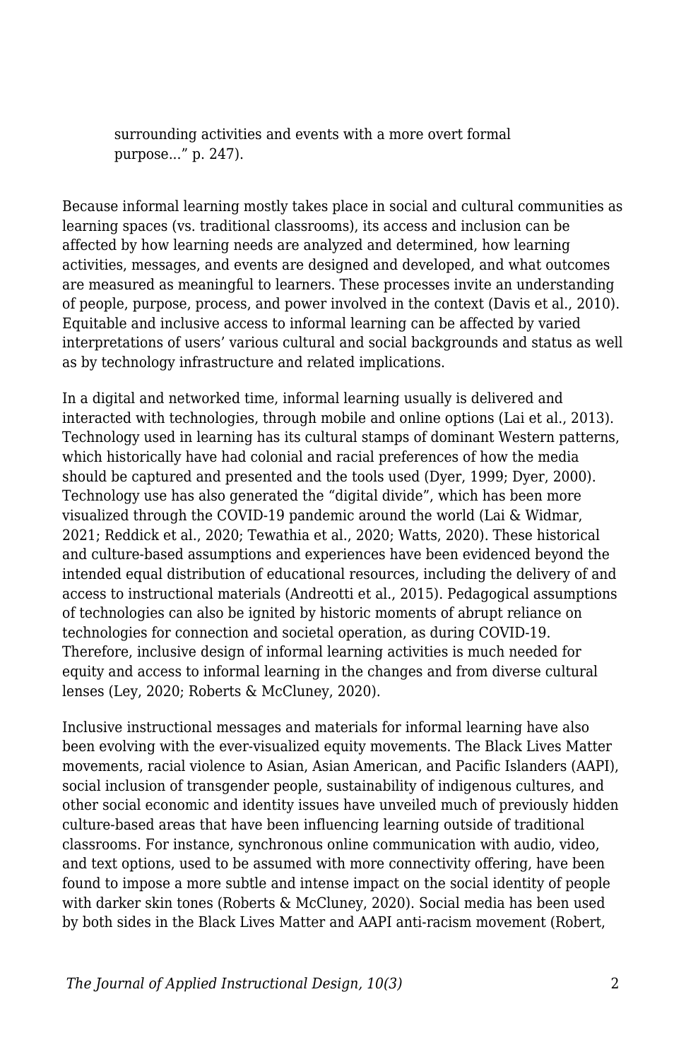> surrounding activities and events with a more overt formal purpose…" p. 247).

Because informal learning mostly takes place in social and cultural communities as learning spaces (vs. traditional classrooms), its access and inclusion can be affected by how learning needs are analyzed and determined, how learning activities, messages, and events are designed and developed, and what outcomes are measured as meaningful to learners. These processes invite an understanding of people, purpose, process, and power involved in the context (Davis et al., 2010). Equitable and inclusive access to informal learning can be affected by varied interpretations of users' various cultural and social backgrounds and status as well as by technology infrastructure and related implications.

In a digital and networked time, informal learning usually is delivered and interacted with technologies, through mobile and online options (Lai et al., 2013). Technology used in learning has its cultural stamps of dominant Western patterns, which historically have had colonial and racial preferences of how the media should be captured and presented and the tools used (Dyer, 1999; Dyer, 2000). Technology use has also generated the "digital divide", which has been more visualized through the COVID-19 pandemic around the world (Lai & Widmar, 2021; Reddick et al., 2020; Tewathia et al., 2020; Watts, 2020). These historical and culture-based assumptions and experiences have been evidenced beyond the intended equal distribution of educational resources, including the delivery of and access to instructional materials (Andreotti et al., 2015). Pedagogical assumptions of technologies can also be ignited by historic moments of abrupt reliance on technologies for connection and societal operation, as during COVID-19. Therefore, inclusive design of informal learning activities is much needed for equity and access to informal learning in the changes and from diverse cultural lenses (Ley, 2020; Roberts & McCluney, 2020).

Inclusive instructional messages and materials for informal learning have also been evolving with the ever-visualized equity movements. The Black Lives Matter movements, racial violence to Asian, Asian American, and Pacific Islanders (AAPI), social inclusion of transgender people, sustainability of indigenous cultures, and other social economic and identity issues have unveiled much of previously hidden culture-based areas that have been influencing learning outside of traditional classrooms. For instance, synchronous online communication with audio, video, and text options, used to be assumed with more connectivity offering, have been found to impose a more subtle and intense impact on the social identity of people with darker skin tones (Roberts & McCluney, 2020). Social media has been used by both sides in the Black Lives Matter and AAPI anti-racism movement (Robert,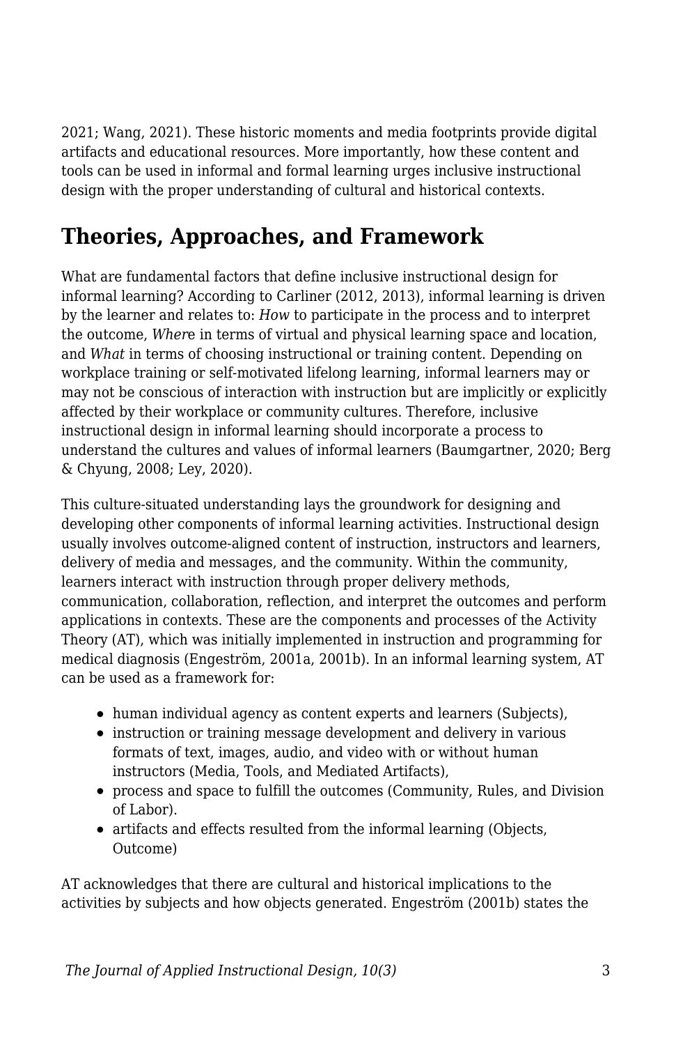2021; Wang, 2021). These historic moments and media footprints provide digital artifacts and educational resources. More importantly, how these content and tools can be used in informal and formal learning urges inclusive instructional design with the proper understanding of cultural and historical contexts.

## Theories, Approaches, and Framework

What are fundamental factors that define inclusive instructional design for informal learning? According to Carliner (2012, 2013), informal learning is driven by the learner and relates to: *How* to participate in the process and to interpret the outcome, *Wher*e in terms of virtual and physical learning space and location, and *What* in terms of choosing instructional or training content. Depending on workplace training or self-motivated lifelong learning, informal learners may or may not be conscious of interaction with instruction but are implicitly or explicitly affected by their workplace or community cultures. Therefore, inclusive instructional design in informal learning should incorporate a process to understand the cultures and values of informal learners (Baumgartner, 2020; Berg & Chyung, 2008; Ley, 2020).

This culture-situated understanding lays the groundwork for designing and developing other components of informal learning activities. Instructional design usually involves outcome-aligned content of instruction, instructors and learners, delivery of media and messages, and the community. Within the community, learners interact with instruction through proper delivery methods, communication, collaboration, reflection, and interpret the outcomes and perform applications in contexts. These are the components and processes of the Activity Theory (AT), which was initially implemented in instruction and programming for medical diagnosis (Engeström, 2001a, 2001b). In an informal learning system, AT can be used as a framework for:

- human individual agency as content experts and learners (Subjects),
- instruction or training message development and delivery in various formats of text, images, audio, and video with or without human instructors (Media, Tools, and Mediated Artifacts),
- process and space to fulfill the outcomes (Community, Rules, and Division of Labor).
- artifacts and effects resulted from the informal learning (Objects, Outcome)

AT acknowledges that there are cultural and historical implications to the activities by subjects and how objects generated. Engeström (2001b) states the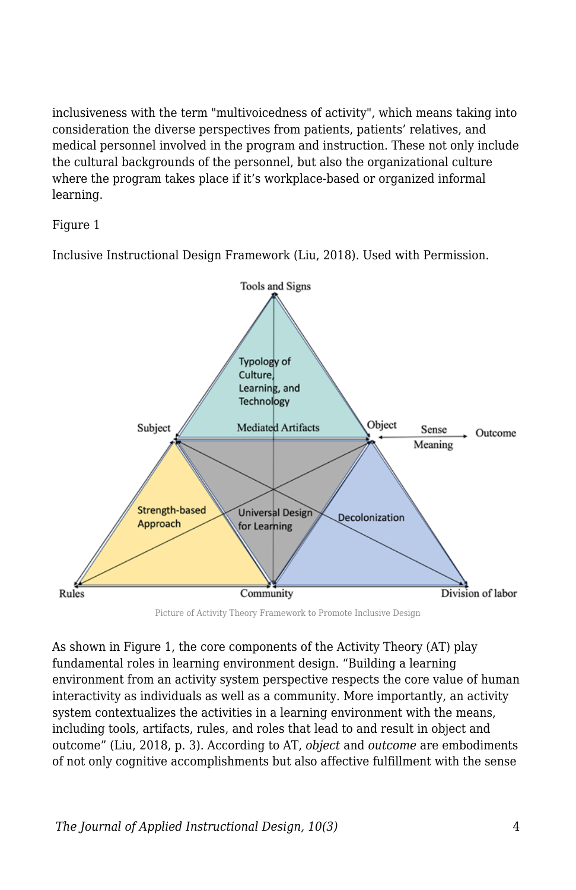inclusiveness with the term "multivoicedness of activity", which means taking into consideration the diverse perspectives from patients, patients' relatives, and medical personnel involved in the program and instruction. These not only include the cultural backgrounds of the personnel, but also the organizational culture where the program takes place if it's workplace-based or organized informal learning.

Figure 1

Inclusive Instructional Design Framework (Liu, 2018). Used with Permission.

Picture of Activity Theory Framework to Promote Inclusive Design

As shown in Figure 1, the core components of the Activity Theory (AT) play fundamental roles in learning environment design. "Building a learning environment from an activity system perspective respects the core value of human interactivity as individuals as well as a community. More importantly, an activity system contextualizes the activities in a learning environment with the means, including tools, artifacts, rules, and roles that lead to and result in object and outcome" (Liu, 2018, p. 3). According to AT, *object* and *outcome* are embodiments of not only cognitive accomplishments but also affective fulfillment with the sense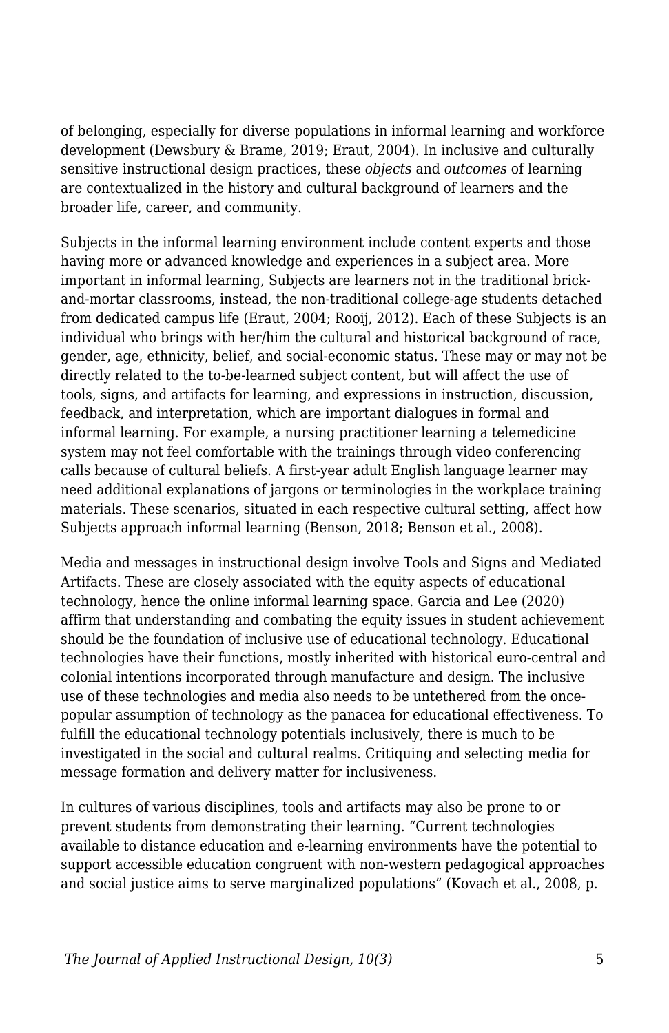of belonging, especially for diverse populations in informal learning and workforce development (Dewsbury & Brame, 2019; Eraut, 2004). In inclusive and culturally sensitive instructional design practices, these *objects* and *outcomes* of learning are contextualized in the history and cultural background of learners and the broader life, career, and community.

Subjects in the informal learning environment include content experts and those having more or advanced knowledge and experiences in a subject area. More important in informal learning, Subjects are learners not in the traditional brick-and-mortar classrooms, instead, the non-traditional college-age students detached from dedicated campus life (Eraut, 2004; Rooij, 2012). Each of these Subjects is an individual who brings with her/him the cultural and historical background of race, gender, age, ethnicity, belief, and social-economic status. These may or may not be directly related to the to-be-learned subject content, but will affect the use of tools, signs, and artifacts for learning, and expressions in instruction, discussion, feedback, and interpretation, which are important dialogues in formal and informal learning. For example, a nursing practitioner learning a telemedicine system may not feel comfortable with the trainings through video conferencing calls because of cultural beliefs. A first-year adult English language learner may need additional explanations of jargons or terminologies in the workplace training materials. These scenarios, situated in each respective cultural setting, affect how Subjects approach informal learning (Benson, 2018; Benson et al., 2008).

Media and messages in instructional design involve Tools and Signs and Mediated Artifacts. These are closely associated with the equity aspects of educational technology, hence the online informal learning space. Garcia and Lee (2020) affirm that understanding and combating the equity issues in student achievement should be the foundation of inclusive use of educational technology. Educational technologies have their functions, mostly inherited with historical euro-central and colonial intentions incorporated through manufacture and design. The inclusive use of these technologies and media also needs to be untethered from the once-popular assumption of technology as the panacea for educational effectiveness. To fulfill the educational technology potentials inclusively, there is much to be investigated in the social and cultural realms. Critiquing and selecting media for message formation and delivery matter for inclusiveness.

In cultures of various disciplines, tools and artifacts may also be prone to or prevent students from demonstrating their learning. "Current technologies available to distance education and e-learning environments have the potential to support accessible education congruent with non-western pedagogical approaches and social justice aims to serve marginalized populations" (Kovach et al., 2008, p.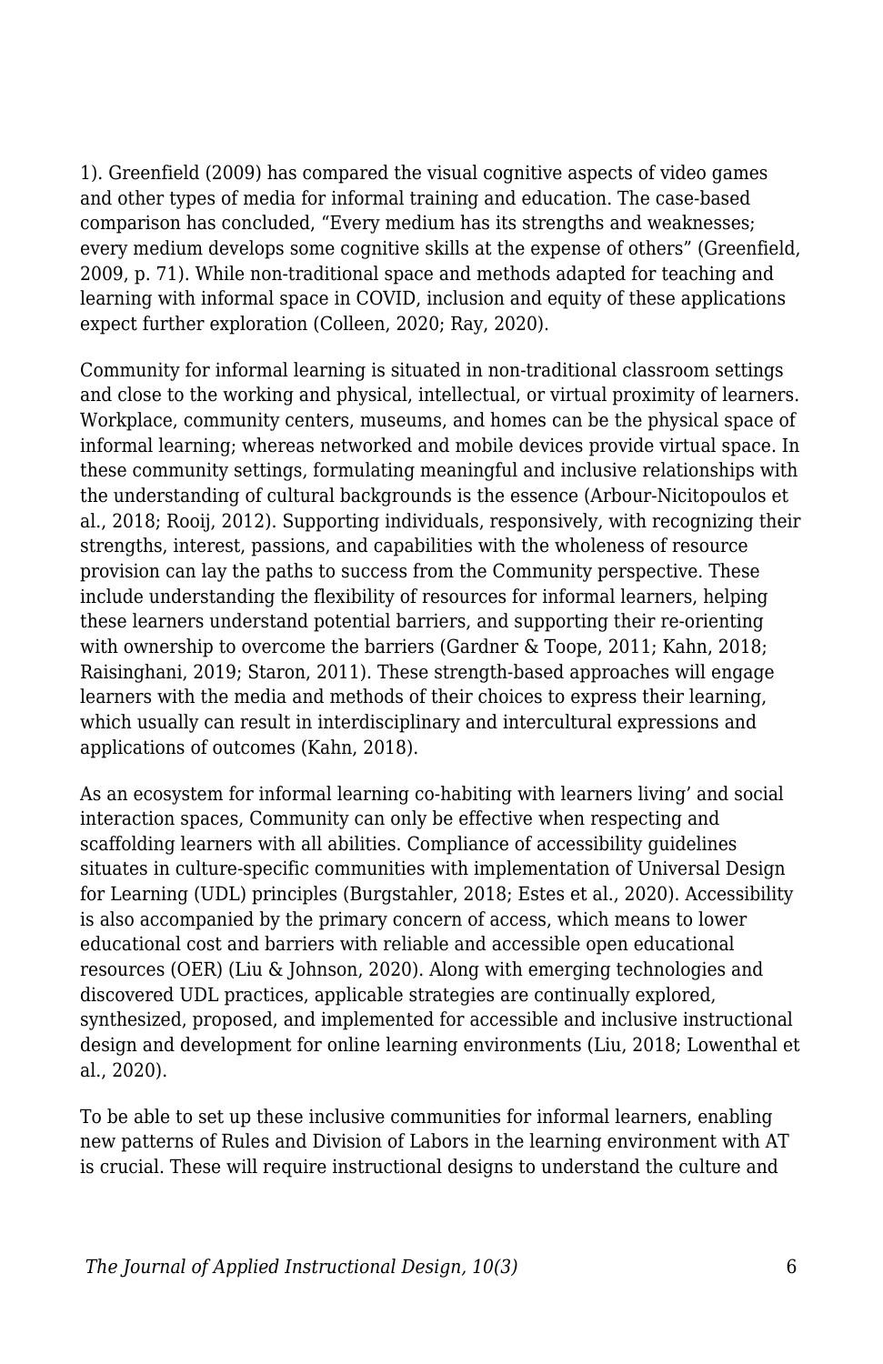1). Greenfield (2009) has compared the visual cognitive aspects of video games and other types of media for informal training and education. The case-based comparison has concluded, "Every medium has its strengths and weaknesses; every medium develops some cognitive skills at the expense of others" (Greenfield, 2009, p. 71). While non-traditional space and methods adapted for teaching and learning with informal space in COVID, inclusion and equity of these applications expect further exploration (Colleen, 2020; Ray, 2020).

Community for informal learning is situated in non-traditional classroom settings and close to the working and physical, intellectual, or virtual proximity of learners. Workplace, community centers, museums, and homes can be the physical space of informal learning; whereas networked and mobile devices provide virtual space. In these community settings, formulating meaningful and inclusive relationships with the understanding of cultural backgrounds is the essence (Arbour-Nicitopoulos et al., 2018; Rooij, 2012). Supporting individuals, responsively, with recognizing their strengths, interest, passions, and capabilities with the wholeness of resource provision can lay the paths to success from the Community perspective. These include understanding the flexibility of resources for informal learners, helping these learners understand potential barriers, and supporting their re-orienting with ownership to overcome the barriers (Gardner & Toope, 2011; Kahn, 2018; Raisinghani, 2019; Staron, 2011). These strength-based approaches will engage learners with the media and methods of their choices to express their learning, which usually can result in interdisciplinary and intercultural expressions and applications of outcomes (Kahn, 2018).

As an ecosystem for informal learning co-habiting with learners living' and social interaction spaces, Community can only be effective when respecting and scaffolding learners with all abilities. Compliance of accessibility guidelines situates in culture-specific communities with implementation of Universal Design for Learning (UDL) principles (Burgstahler, 2018; Estes et al., 2020). Accessibility is also accompanied by the primary concern of access, which means to lower educational cost and barriers with reliable and accessible open educational resources (OER) (Liu & Johnson, 2020). Along with emerging technologies and discovered UDL practices, applicable strategies are continually explored, synthesized, proposed, and implemented for accessible and inclusive instructional design and development for online learning environments (Liu, 2018; Lowenthal et al., 2020).

To be able to set up these inclusive communities for informal learners, enabling new patterns of Rules and Division of Labors in the learning environment with AT is crucial. These will require instructional designs to understand the culture and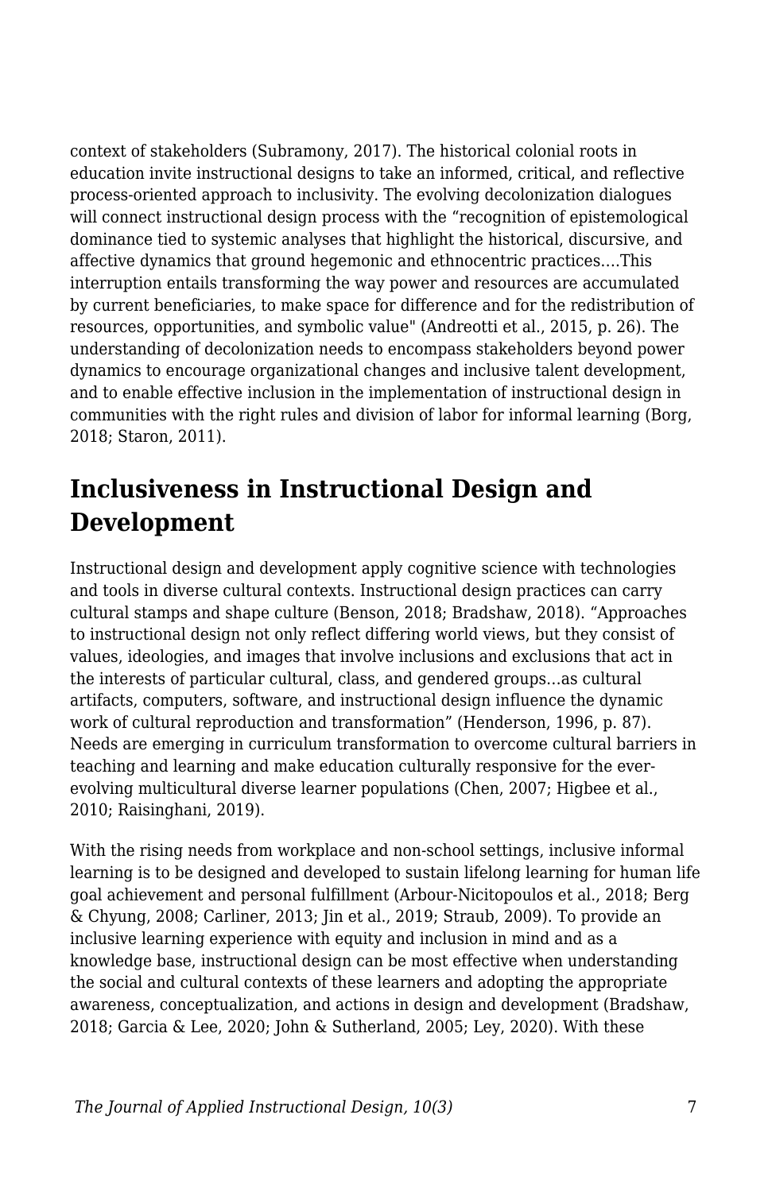context of stakeholders (Subramony, 2017). The historical colonial roots in education invite instructional designs to take an informed, critical, and reflective process-oriented approach to inclusivity. The evolving decolonization dialogues will connect instructional design process with the "recognition of epistemological dominance tied to systemic analyses that highlight the historical, discursive, and affective dynamics that ground hegemonic and ethnocentric practices….This interruption entails transforming the way power and resources are accumulated by current beneficiaries, to make space for difference and for the redistribution of resources, opportunities, and symbolic value" (Andreotti et al., 2015, p. 26). The understanding of decolonization needs to encompass stakeholders beyond power dynamics to encourage organizational changes and inclusive talent development, and to enable effective inclusion in the implementation of instructional design in communities with the right rules and division of labor for informal learning (Borg, 2018; Staron, 2011).

## Inclusiveness in Instructional Design and Development

Instructional design and development apply cognitive science with technologies and tools in diverse cultural contexts. Instructional design practices can carry cultural stamps and shape culture (Benson, 2018; Bradshaw, 2018). "Approaches to instructional design not only reflect differing world views, but they consist of values, ideologies, and images that involve inclusions and exclusions that act in the interests of particular cultural, class, and gendered groups…as cultural artifacts, computers, software, and instructional design influence the dynamic work of cultural reproduction and transformation" (Henderson, 1996, p. 87). Needs are emerging in curriculum transformation to overcome cultural barriers in teaching and learning and make education culturally responsive for the ever-evolving multicultural diverse learner populations (Chen, 2007; Higbee et al., 2010; Raisinghani, 2019).

With the rising needs from workplace and non-school settings, inclusive informal learning is to be designed and developed to sustain lifelong learning for human life goal achievement and personal fulfillment (Arbour-Nicitopoulos et al., 2018; Berg & Chyung, 2008; Carliner, 2013; Jin et al., 2019; Straub, 2009). To provide an inclusive learning experience with equity and inclusion in mind and as a knowledge base, instructional design can be most effective when understanding the social and cultural contexts of these learners and adopting the appropriate awareness, conceptualization, and actions in design and development (Bradshaw, 2018; Garcia & Lee, 2020; John & Sutherland, 2005; Ley, 2020). With these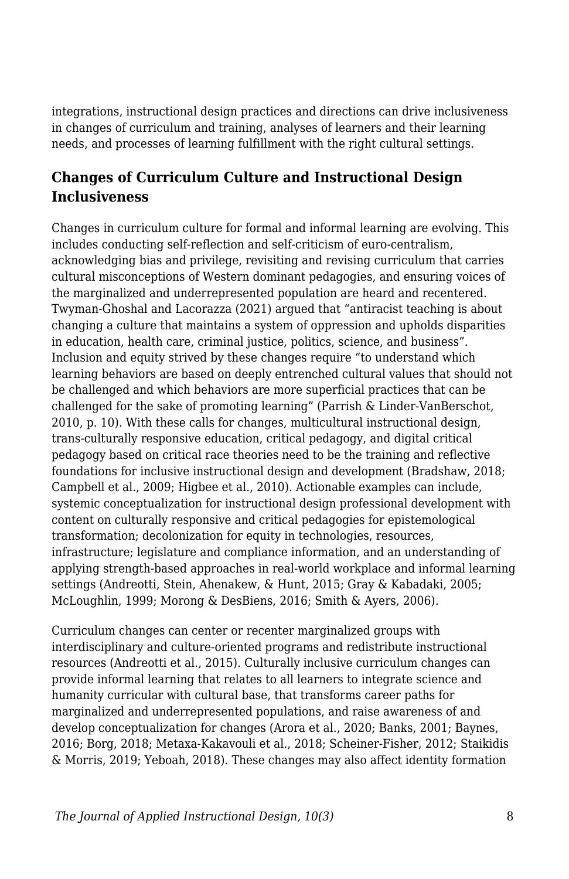integrations, instructional design practices and directions can drive inclusiveness in changes of curriculum and training, analyses of learners and their learning needs, and processes of learning fulfillment with the right cultural settings.

## Changes of Curriculum Culture and Instructional Design Inclusiveness

Changes in curriculum culture for formal and informal learning are evolving. This includes conducting self-reflection and self-criticism of euro-centralism, acknowledging bias and privilege, revisiting and revising curriculum that carries cultural misconceptions of Western dominant pedagogies, and ensuring voices of the marginalized and underrepresented population are heard and recentered. Twyman-Ghoshal and Lacorazza (2021) argued that “antiracist teaching is about changing a culture that maintains a system of oppression and upholds disparities in education, health care, criminal justice, politics, science, and business”. Inclusion and equity strived by these changes require “to understand which learning behaviors are based on deeply entrenched cultural values that should not be challenged and which behaviors are more superficial practices that can be challenged for the sake of promoting learning” (Parrish & Linder-VanBerschot, 2010, p. 10). With these calls for changes, multicultural instructional design, trans-culturally responsive education, critical pedagogy, and digital critical pedagogy based on critical race theories need to be the training and reflective foundations for inclusive instructional design and development (Bradshaw, 2018; Campbell et al., 2009; Higbee et al., 2010). Actionable examples can include, systemic conceptualization for instructional design professional development with content on culturally responsive and critical pedagogies for epistemological transformation; decolonization for equity in technologies, resources, infrastructure; legislature and compliance information, and an understanding of applying strength-based approaches in real-world workplace and informal learning settings (Andreotti, Stein, Ahenakew, & Hunt, 2015; Gray & Kabadaki, 2005; McLoughlin, 1999; Morong & DesBiens, 2016; Smith & Ayers, 2006).

Curriculum changes can center or recenter marginalized groups with interdisciplinary and culture-oriented programs and redistribute instructional resources (Andreotti et al., 2015). Culturally inclusive curriculum changes can provide informal learning that relates to all learners to integrate science and humanity curricular with cultural base, that transforms career paths for marginalized and underrepresented populations, and raise awareness of and develop conceptualization for changes (Arora et al., 2020; Banks, 2001; Baynes, 2016; Borg, 2018; Metaxa-Kakavouli et al., 2018; Scheiner-Fisher, 2012; Staikidis & Morris, 2019; Yeboah, 2018). These changes may also affect identity formation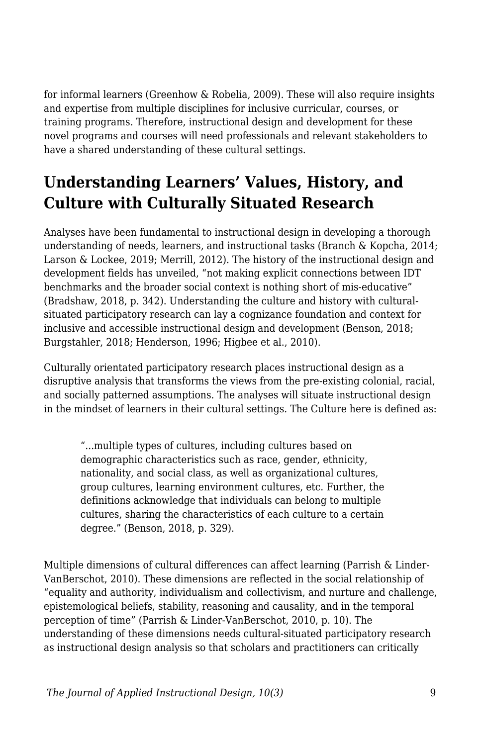for informal learners (Greenhow & Robelia, 2009). These will also require insights and expertise from multiple disciplines for inclusive curricular, courses, or training programs. Therefore, instructional design and development for these novel programs and courses will need professionals and relevant stakeholders to have a shared understanding of these cultural settings.

## Understanding Learners' Values, History, and Culture with Culturally Situated Research

Analyses have been fundamental to instructional design in developing a thorough understanding of needs, learners, and instructional tasks (Branch & Kopcha, 2014; Larson & Lockee, 2019; Merrill, 2012). The history of the instructional design and development fields has unveiled, "not making explicit connections between IDT benchmarks and the broader social context is nothing short of mis-educative" (Bradshaw, 2018, p. 342). Understanding the culture and history with cultural-situated participatory research can lay a cognizance foundation and context for inclusive and accessible instructional design and development (Benson, 2018; Burgstahler, 2018; Henderson, 1996; Higbee et al., 2010).

Culturally orientated participatory research places instructional design as a disruptive analysis that transforms the views from the pre-existing colonial, racial, and socially patterned assumptions. The analyses will situate instructional design in the mindset of learners in their cultural settings. The Culture here is defined as:

> "...multiple types of cultures, including cultures based on demographic characteristics such as race, gender, ethnicity, nationality, and social class, as well as organizational cultures, group cultures, learning environment cultures, etc. Further, the definitions acknowledge that individuals can belong to multiple cultures, sharing the characteristics of each culture to a certain degree." (Benson, 2018, p. 329).

Multiple dimensions of cultural differences can affect learning (Parrish & Linder-VanBerschot, 2010). These dimensions are reflected in the social relationship of "equality and authority, individualism and collectivism, and nurture and challenge, epistemological beliefs, stability, reasoning and causality, and in the temporal perception of time" (Parrish & Linder-VanBerschot, 2010, p. 10). The understanding of these dimensions needs cultural-situated participatory research as instructional design analysis so that scholars and practitioners can critically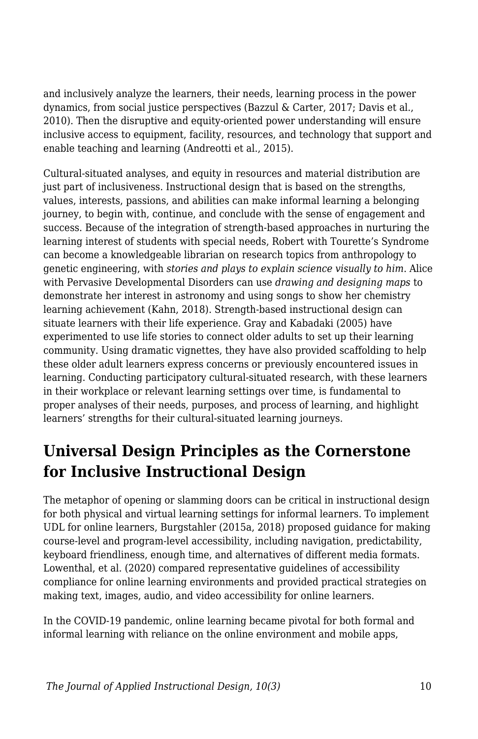and inclusively analyze the learners, their needs, learning process in the power dynamics, from social justice perspectives (Bazzul & Carter, 2017; Davis et al., 2010). Then the disruptive and equity-oriented power understanding will ensure inclusive access to equipment, facility, resources, and technology that support and enable teaching and learning (Andreotti et al., 2015).

Cultural-situated analyses, and equity in resources and material distribution are just part of inclusiveness. Instructional design that is based on the strengths, values, interests, passions, and abilities can make informal learning a belonging journey, to begin with, continue, and conclude with the sense of engagement and success. Because of the integration of strength-based approaches in nurturing the learning interest of students with special needs, Robert with Tourette's Syndrome can become a knowledgeable librarian on research topics from anthropology to genetic engineering, with *stories and plays to explain science visually to him*. Alice with Pervasive Developmental Disorders can use *drawing and designing maps* to demonstrate her interest in astronomy and using songs to show her chemistry learning achievement (Kahn, 2018). Strength-based instructional design can situate learners with their life experience. Gray and Kabadaki (2005) have experimented to use life stories to connect older adults to set up their learning community. Using dramatic vignettes, they have also provided scaffolding to help these older adult learners express concerns or previously encountered issues in learning. Conducting participatory cultural-situated research, with these learners in their workplace or relevant learning settings over time, is fundamental to proper analyses of their needs, purposes, and process of learning, and highlight learners' strengths for their cultural-situated learning journeys.

## Universal Design Principles as the Cornerstone for Inclusive Instructional Design

The metaphor of opening or slamming doors can be critical in instructional design for both physical and virtual learning settings for informal learners. To implement UDL for online learners, Burgstahler (2015a, 2018) proposed guidance for making course-level and program-level accessibility, including navigation, predictability, keyboard friendliness, enough time, and alternatives of different media formats. Lowenthal, et al. (2020) compared representative guidelines of accessibility compliance for online learning environments and provided practical strategies on making text, images, audio, and video accessibility for online learners.

In the COVID-19 pandemic, online learning became pivotal for both formal and informal learning with reliance on the online environment and mobile apps,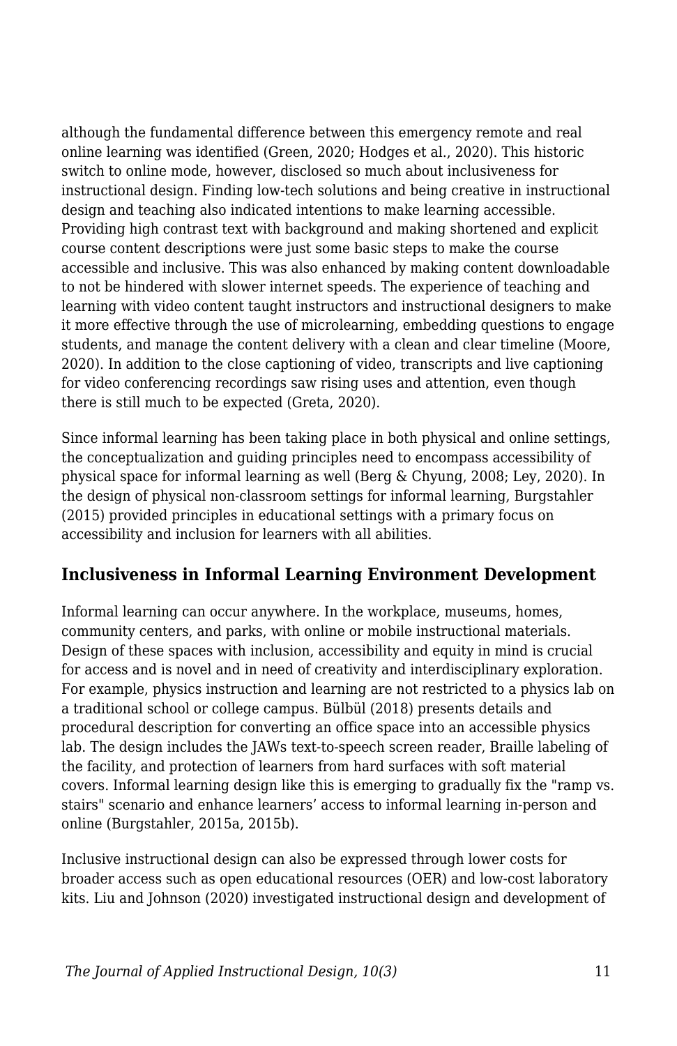although the fundamental difference between this emergency remote and real online learning was identified (Green, 2020; Hodges et al., 2020). This historic switch to online mode, however, disclosed so much about inclusiveness for instructional design. Finding low-tech solutions and being creative in instructional design and teaching also indicated intentions to make learning accessible. Providing high contrast text with background and making shortened and explicit course content descriptions were just some basic steps to make the course accessible and inclusive. This was also enhanced by making content downloadable to not be hindered with slower internet speeds. The experience of teaching and learning with video content taught instructors and instructional designers to make it more effective through the use of microlearning, embedding questions to engage students, and manage the content delivery with a clean and clear timeline (Moore, 2020). In addition to the close captioning of video, transcripts and live captioning for video conferencing recordings saw rising uses and attention, even though there is still much to be expected (Greta, 2020).

Since informal learning has been taking place in both physical and online settings, the conceptualization and guiding principles need to encompass accessibility of physical space for informal learning as well (Berg & Chyung, 2008; Ley, 2020). In the design of physical non-classroom settings for informal learning, Burgstahler (2015) provided principles in educational settings with a primary focus on accessibility and inclusion for learners with all abilities.

### Inclusiveness in Informal Learning Environment Development

Informal learning can occur anywhere. In the workplace, museums, homes, community centers, and parks, with online or mobile instructional materials. Design of these spaces with inclusion, accessibility and equity in mind is crucial for access and is novel and in need of creativity and interdisciplinary exploration. For example, physics instruction and learning are not restricted to a physics lab on a traditional school or college campus. Bülbül (2018) presents details and procedural description for converting an office space into an accessible physics lab. The design includes the JAWs text-to-speech screen reader, Braille labeling of the facility, and protection of learners from hard surfaces with soft material covers. Informal learning design like this is emerging to gradually fix the "ramp vs. stairs" scenario and enhance learners' access to informal learning in-person and online (Burgstahler, 2015a, 2015b).

Inclusive instructional design can also be expressed through lower costs for broader access such as open educational resources (OER) and low-cost laboratory kits. Liu and Johnson (2020) investigated instructional design and development of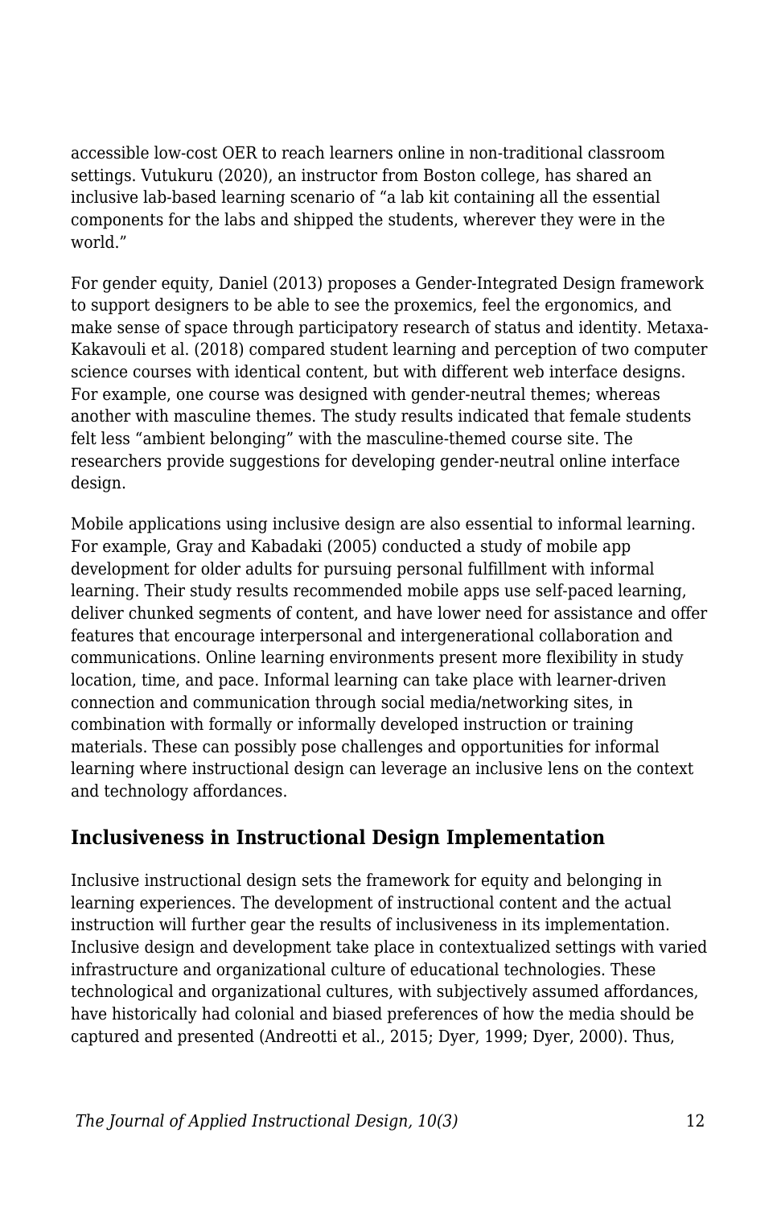accessible low-cost OER to reach learners online in non-traditional classroom settings. Vutukuru (2020), an instructor from Boston college, has shared an inclusive lab-based learning scenario of "a lab kit containing all the essential components for the labs and shipped the students, wherever they were in the world."

For gender equity, Daniel (2013) proposes a Gender-Integrated Design framework to support designers to be able to see the proxemics, feel the ergonomics, and make sense of space through participatory research of status and identity. Metaxa-Kakavouli et al. (2018) compared student learning and perception of two computer science courses with identical content, but with different web interface designs. For example, one course was designed with gender-neutral themes; whereas another with masculine themes. The study results indicated that female students felt less "ambient belonging" with the masculine-themed course site. The researchers provide suggestions for developing gender-neutral online interface design.

Mobile applications using inclusive design are also essential to informal learning. For example, Gray and Kabadaki (2005) conducted a study of mobile app development for older adults for pursuing personal fulfillment with informal learning. Their study results recommended mobile apps use self-paced learning, deliver chunked segments of content, and have lower need for assistance and offer features that encourage interpersonal and intergenerational collaboration and communications. Online learning environments present more flexibility in study location, time, and pace. Informal learning can take place with learner-driven connection and communication through social media/networking sites, in combination with formally or informally developed instruction or training materials. These can possibly pose challenges and opportunities for informal learning where instructional design can leverage an inclusive lens on the context and technology affordances.

### Inclusiveness in Instructional Design Implementation

Inclusive instructional design sets the framework for equity and belonging in learning experiences. The development of instructional content and the actual instruction will further gear the results of inclusiveness in its implementation. Inclusive design and development take place in contextualized settings with varied infrastructure and organizational culture of educational technologies. These technological and organizational cultures, with subjectively assumed affordances, have historically had colonial and biased preferences of how the media should be captured and presented (Andreotti et al., 2015; Dyer, 1999; Dyer, 2000). Thus,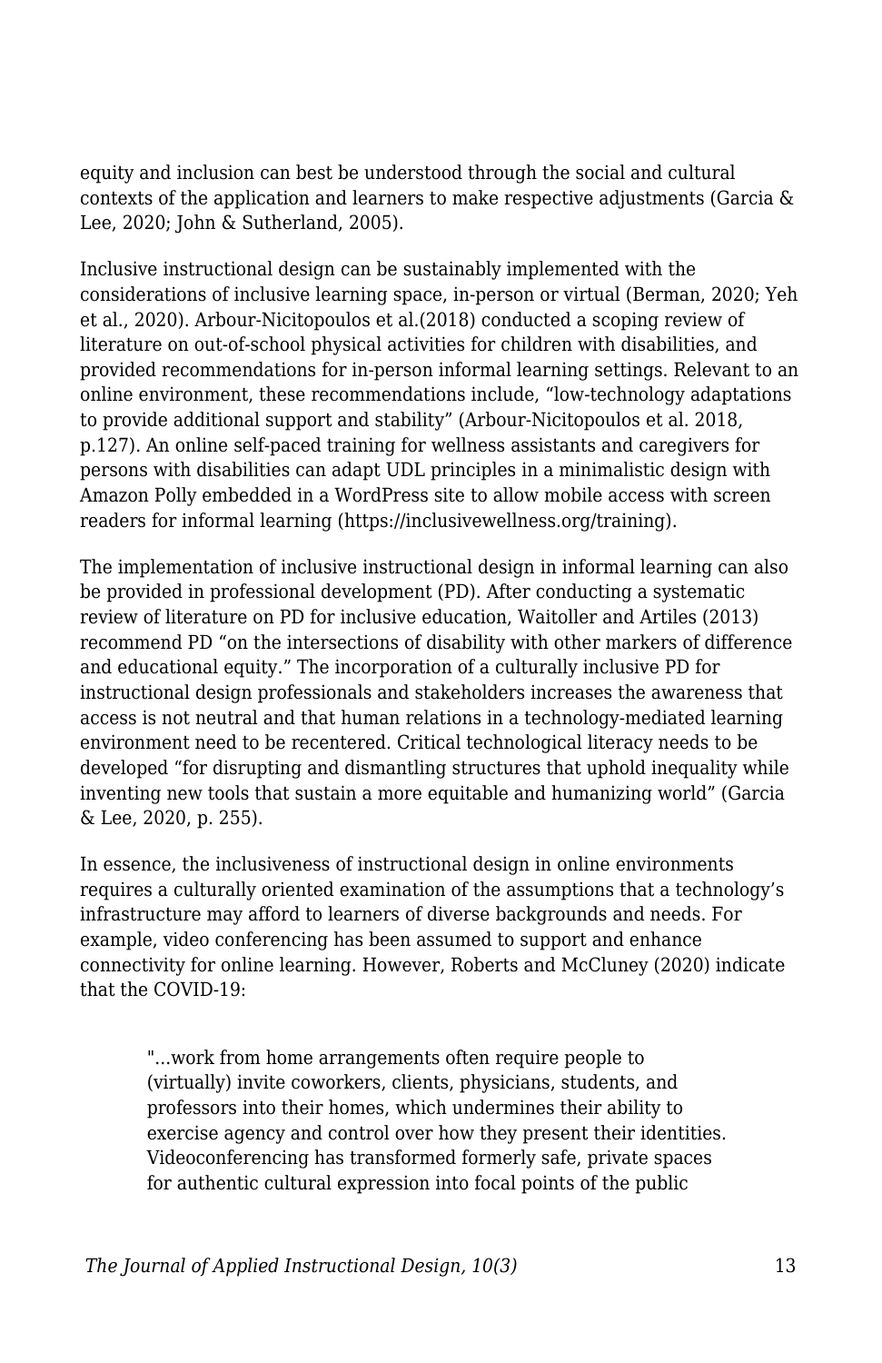equity and inclusion can best be understood through the social and cultural contexts of the application and learners to make respective adjustments (Garcia & Lee, 2020; John & Sutherland, 2005).

Inclusive instructional design can be sustainably implemented with the considerations of inclusive learning space, in-person or virtual (Berman, 2020; Yeh et al., 2020). Arbour-Nicitopoulos et al.(2018) conducted a scoping review of literature on out-of-school physical activities for children with disabilities, and provided recommendations for in-person informal learning settings. Relevant to an online environment, these recommendations include, “low-technology adaptations to provide additional support and stability” (Arbour-Nicitopoulos et al. 2018, p.127). An online self-paced training for wellness assistants and caregivers for persons with disabilities can adapt UDL principles in a minimalistic design with Amazon Polly embedded in a WordPress site to allow mobile access with screen readers for informal learning (https://inclusivewellness.org/training).

The implementation of inclusive instructional design in informal learning can also be provided in professional development (PD). After conducting a systematic review of literature on PD for inclusive education, Waitoller and Artiles (2013) recommend PD “on the intersections of disability with other markers of difference and educational equity.” The incorporation of a culturally inclusive PD for instructional design professionals and stakeholders increases the awareness that access is not neutral and that human relations in a technology-mediated learning environment need to be recentered. Critical technological literacy needs to be developed “for disrupting and dismantling structures that uphold inequality while inventing new tools that sustain a more equitable and humanizing world” (Garcia & Lee, 2020, p. 255).

In essence, the inclusiveness of instructional design in online environments requires a culturally oriented examination of the assumptions that a technology’s infrastructure may afford to learners of diverse backgrounds and needs. For example, video conferencing has been assumed to support and enhance connectivity for online learning. However, Roberts and McCluney (2020) indicate that the COVID-19:

> "...work from home arrangements often require people to (virtually) invite coworkers, clients, physicians, students, and professors into their homes, which undermines their ability to exercise agency and control over how they present their identities. Videoconferencing has transformed formerly safe, private spaces for authentic cultural expression into focal points of the public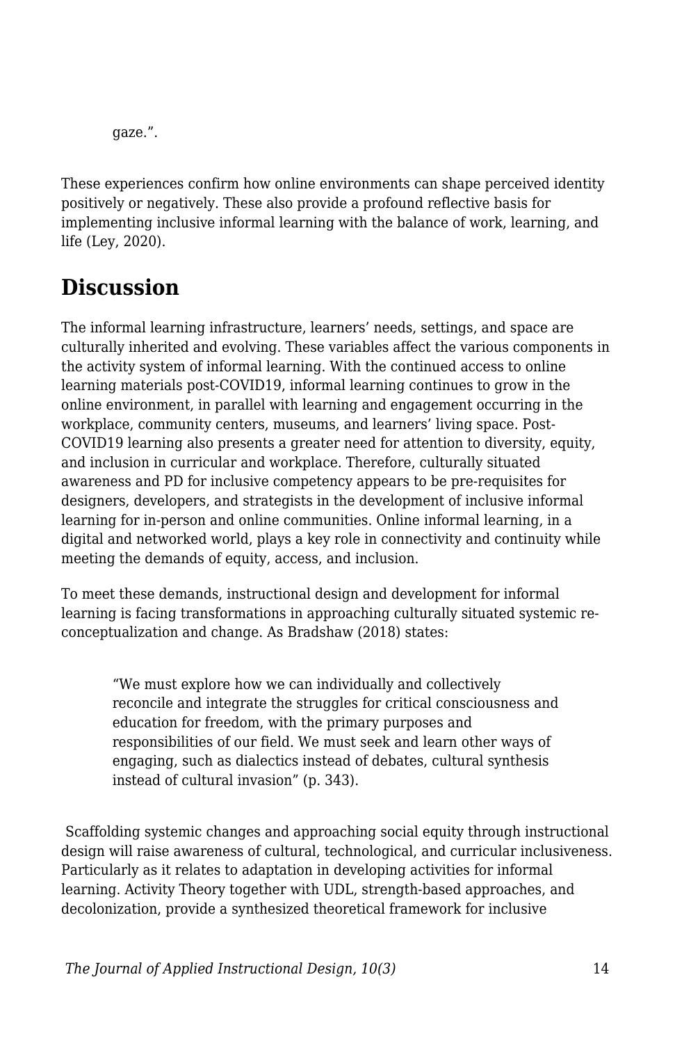gaze.".

These experiences confirm how online environments can shape perceived identity positively or negatively. These also provide a profound reflective basis for implementing inclusive informal learning with the balance of work, learning, and life (Ley, 2020).

## Discussion

The informal learning infrastructure, learners' needs, settings, and space are culturally inherited and evolving. These variables affect the various components in the activity system of informal learning. With the continued access to online learning materials post-COVID19, informal learning continues to grow in the online environment, in parallel with learning and engagement occurring in the workplace, community centers, museums, and learners' living space. Post-COVID19 learning also presents a greater need for attention to diversity, equity, and inclusion in curricular and workplace. Therefore, culturally situated awareness and PD for inclusive competency appears to be pre-requisites for designers, developers, and strategists in the development of inclusive informal learning for in-person and online communities. Online informal learning, in a digital and networked world, plays a key role in connectivity and continuity while meeting the demands of equity, access, and inclusion.

To meet these demands, instructional design and development for informal learning is facing transformations in approaching culturally situated systemic re-conceptualization and change. As Bradshaw (2018) states:

> "We must explore how we can individually and collectively reconcile and integrate the struggles for critical consciousness and education for freedom, with the primary purposes and responsibilities of our field. We must seek and learn other ways of engaging, such as dialectics instead of debates, cultural synthesis instead of cultural invasion" (p. 343).

Scaffolding systemic changes and approaching social equity through instructional design will raise awareness of cultural, technological, and curricular inclusiveness. Particularly as it relates to adaptation in developing activities for informal learning. Activity Theory together with UDL, strength-based approaches, and decolonization, provide a synthesized theoretical framework for inclusive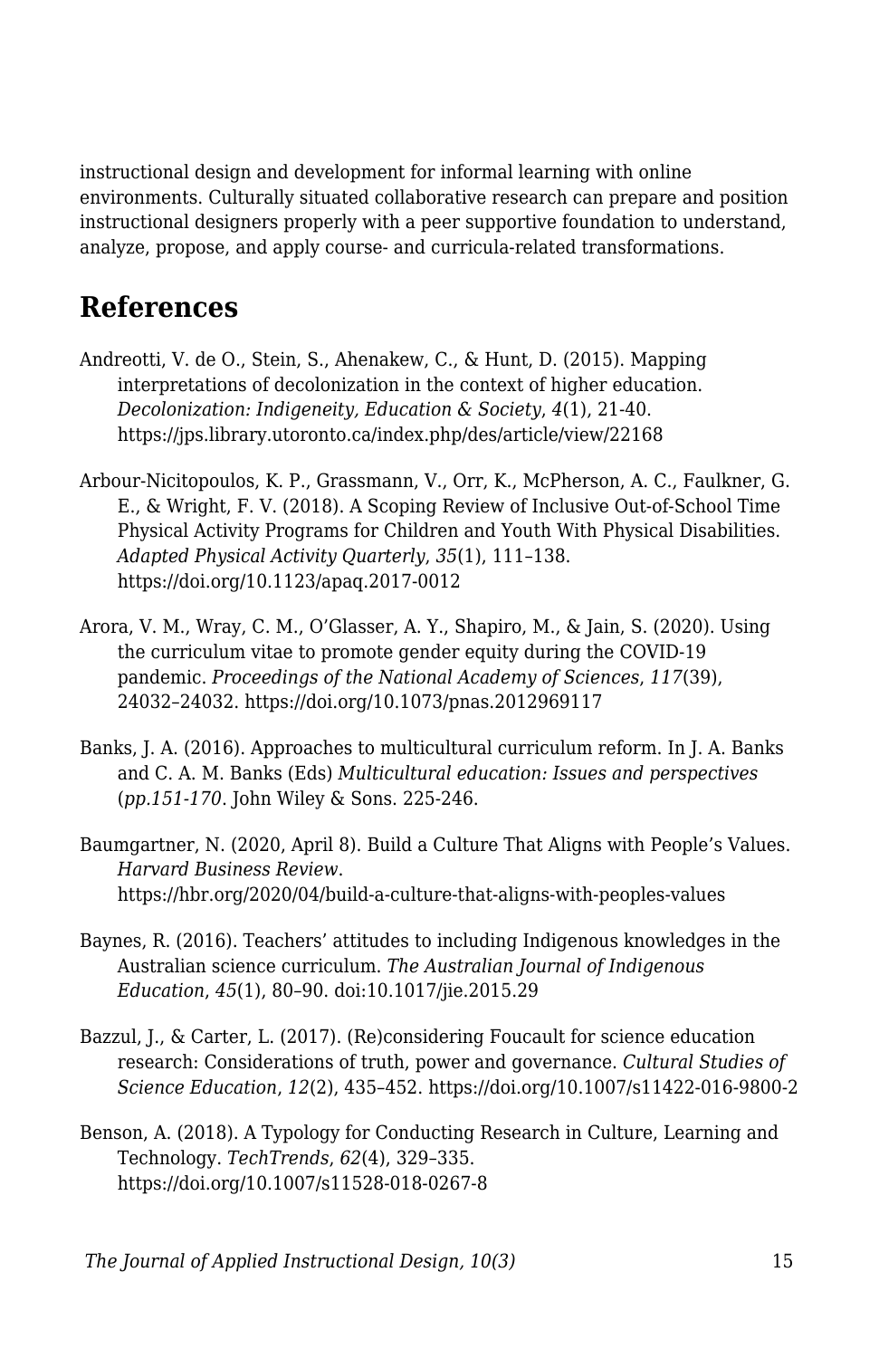instructional design and development for informal learning with online environments. Culturally situated collaborative research can prepare and position instructional designers properly with a peer supportive foundation to understand, analyze, propose, and apply course- and curricula-related transformations.

## References

Andreotti, V. de O., Stein, S., Ahenakew, C., & Hunt, D. (2015). Mapping interpretations of decolonization in the context of higher education. *Decolonization: Indigeneity, Education & Society*, *4*(1), 21-40. https://jps.library.utoronto.ca/index.php/des/article/view/22168

Arbour-Nicitopoulos, K. P., Grassmann, V., Orr, K., McPherson, A. C., Faulkner, G. E., & Wright, F. V. (2018). A Scoping Review of Inclusive Out-of-School Time Physical Activity Programs for Children and Youth With Physical Disabilities. *Adapted Physical Activity Quarterly*, *35*(1), 111–138. https://doi.org/10.1123/apaq.2017-0012

Arora, V. M., Wray, C. M., O'Glasser, A. Y., Shapiro, M., & Jain, S. (2020). Using the curriculum vitae to promote gender equity during the COVID-19 pandemic. *Proceedings of the National Academy of Sciences*, *117*(39), 24032–24032. https://doi.org/10.1073/pnas.2012969117

Banks, J. A. (2016). Approaches to multicultural curriculum reform. In J. A. Banks and C. A. M. Banks (Eds) *Multicultural education: Issues and perspectives* (*pp.151-170*. John Wiley & Sons. 225-246.

Baumgartner, N. (2020, April 8). Build a Culture That Aligns with People's Values. *Harvard Business Review*. https://hbr.org/2020/04/build-a-culture-that-aligns-with-peoples-values

Baynes, R. (2016). Teachers' attitudes to including Indigenous knowledges in the Australian science curriculum. *The Australian Journal of Indigenous Education*, *45*(1), 80–90. doi:10.1017/jie.2015.29

Bazzul, J., & Carter, L. (2017). (Re)considering Foucault for science education research: Considerations of truth, power and governance. *Cultural Studies of Science Education*, *12*(2), 435–452. https://doi.org/10.1007/s11422-016-9800-2

Benson, A. (2018). A Typology for Conducting Research in Culture, Learning and Technology. *TechTrends*, *62*(4), 329–335. https://doi.org/10.1007/s11528-018-0267-8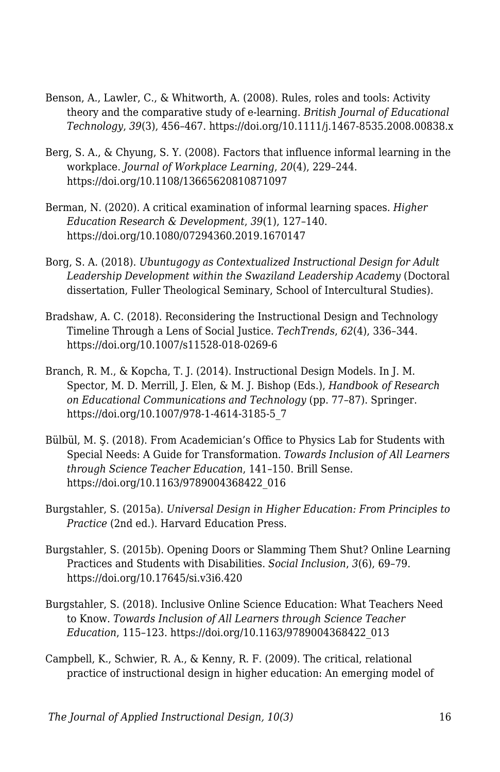Benson, A., Lawler, C., & Whitworth, A. (2008). Rules, roles and tools: Activity theory and the comparative study of e-learning. *British Journal of Educational Technology*, *39*(3), 456–467. https://doi.org/10.1111/j.1467-8535.2008.00838.x

Berg, S. A., & Chyung, S. Y. (2008). Factors that influence informal learning in the workplace. *Journal of Workplace Learning*, *20*(4), 229–244. https://doi.org/10.1108/13665620810871097

Berman, N. (2020). A critical examination of informal learning spaces. *Higher Education Research & Development*, *39*(1), 127–140. https://doi.org/10.1080/07294360.2019.1670147

Borg, S. A. (2018). *Ubuntugogy as Contextualized Instructional Design for Adult Leadership Development within the Swaziland Leadership Academy* (Doctoral dissertation, Fuller Theological Seminary, School of Intercultural Studies).

Bradshaw, A. C. (2018). Reconsidering the Instructional Design and Technology Timeline Through a Lens of Social Justice. *TechTrends*, *62*(4), 336–344. https://doi.org/10.1007/s11528-018-0269-6

Branch, R. M., & Kopcha, T. J. (2014). Instructional Design Models. In J. M. Spector, M. D. Merrill, J. Elen, & M. J. Bishop (Eds.), *Handbook of Research on Educational Communications and Technology* (pp. 77–87). Springer. https://doi.org/10.1007/978-1-4614-3185-5_7

Bülbül, M. Ş. (2018). From Academician's Office to Physics Lab for Students with Special Needs: A Guide for Transformation. *Towards Inclusion of All Learners through Science Teacher Education*, 141–150. Brill Sense. https://doi.org/10.1163/9789004368422_016

Burgstahler, S. (2015a). *Universal Design in Higher Education: From Principles to Practice* (2nd ed.). Harvard Education Press.

Burgstahler, S. (2015b). Opening Doors or Slamming Them Shut? Online Learning Practices and Students with Disabilities. *Social Inclusion*, *3*(6), 69–79. https://doi.org/10.17645/si.v3i6.420

Burgstahler, S. (2018). Inclusive Online Science Education: What Teachers Need to Know. *Towards Inclusion of All Learners through Science Teacher Education*, 115–123. https://doi.org/10.1163/9789004368422_013

Campbell, K., Schwier, R. A., & Kenny, R. F. (2009). The critical, relational practice of instructional design in higher education: An emerging model of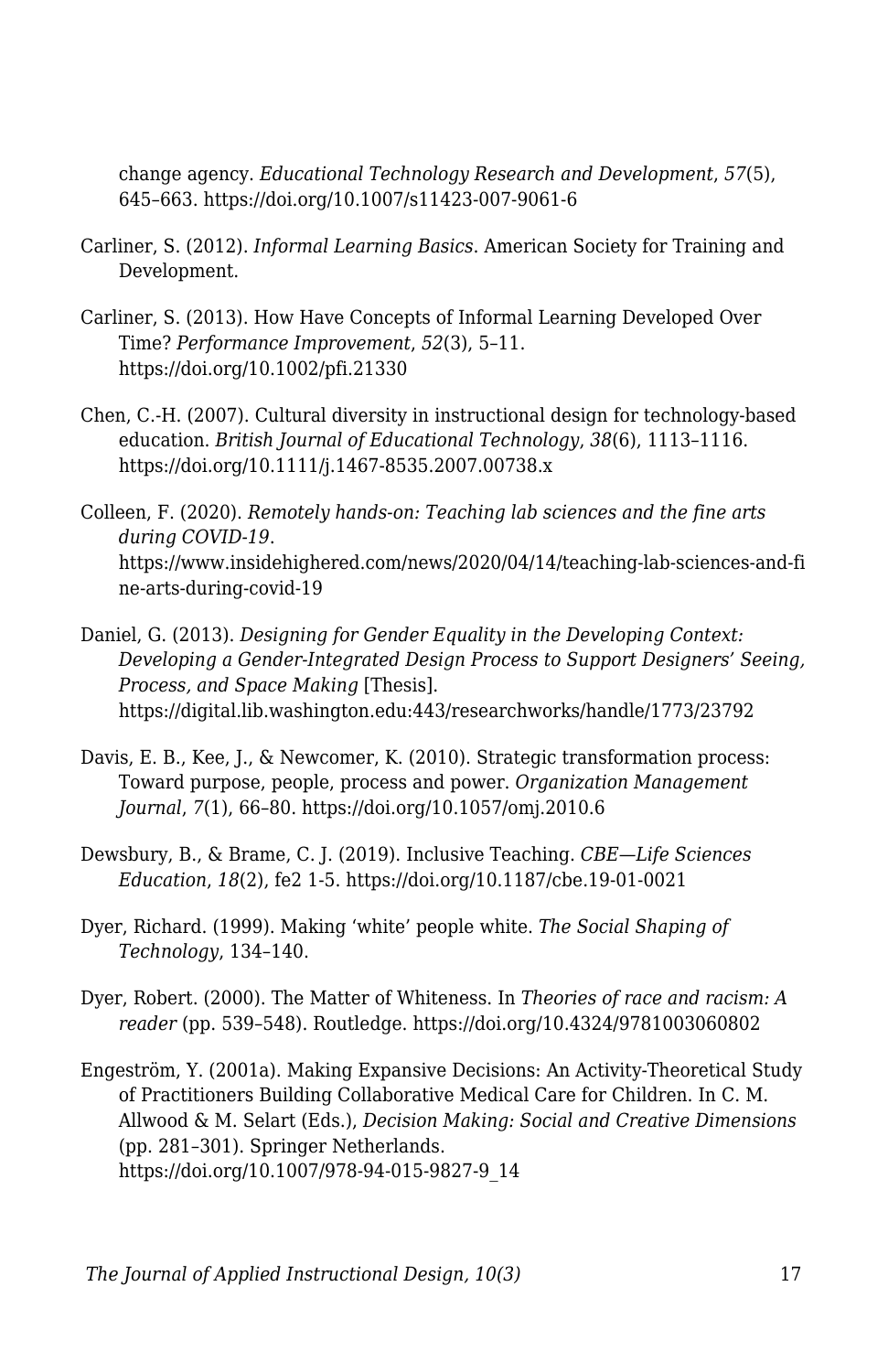change agency. *Educational Technology Research and Development*, *57*(5), 645–663. https://doi.org/10.1007/s11423-007-9061-6

Carliner, S. (2012). *Informal Learning Basics*. American Society for Training and Development.

Carliner, S. (2013). How Have Concepts of Informal Learning Developed Over Time? *Performance Improvement*, *52*(3), 5–11. https://doi.org/10.1002/pfi.21330

Chen, C.-H. (2007). Cultural diversity in instructional design for technology-based education. *British Journal of Educational Technology*, *38*(6), 1113–1116. https://doi.org/10.1111/j.1467-8535.2007.00738.x

Colleen, F. (2020). *Remotely hands-on: Teaching lab sciences and the fine arts during COVID-19*. https://www.insidehighered.com/news/2020/04/14/teaching-lab-sciences-and-fine-arts-during-covid-19

Daniel, G. (2013). *Designing for Gender Equality in the Developing Context: Developing a Gender-Integrated Design Process to Support Designers' Seeing, Process, and Space Making* [Thesis]. https://digital.lib.washington.edu:443/researchworks/handle/1773/23792

Davis, E. B., Kee, J., & Newcomer, K. (2010). Strategic transformation process: Toward purpose, people, process and power. *Organization Management Journal*, *7*(1), 66–80. https://doi.org/10.1057/omj.2010.6

Dewsbury, B., & Brame, C. J. (2019). Inclusive Teaching. *CBE—Life Sciences Education*, *18*(2), fe2 1-5. https://doi.org/10.1187/cbe.19-01-0021

Dyer, Richard. (1999). Making 'white' people white. *The Social Shaping of Technology*, 134–140.

Dyer, Robert. (2000). The Matter of Whiteness. In *Theories of race and racism: A reader* (pp. 539–548). Routledge. https://doi.org/10.4324/9781003060802

Engeström, Y. (2001a). Making Expansive Decisions: An Activity-Theoretical Study of Practitioners Building Collaborative Medical Care for Children. In C. M. Allwood & M. Selart (Eds.), *Decision Making: Social and Creative Dimensions* (pp. 281–301). Springer Netherlands. https://doi.org/10.1007/978-94-015-9827-9_14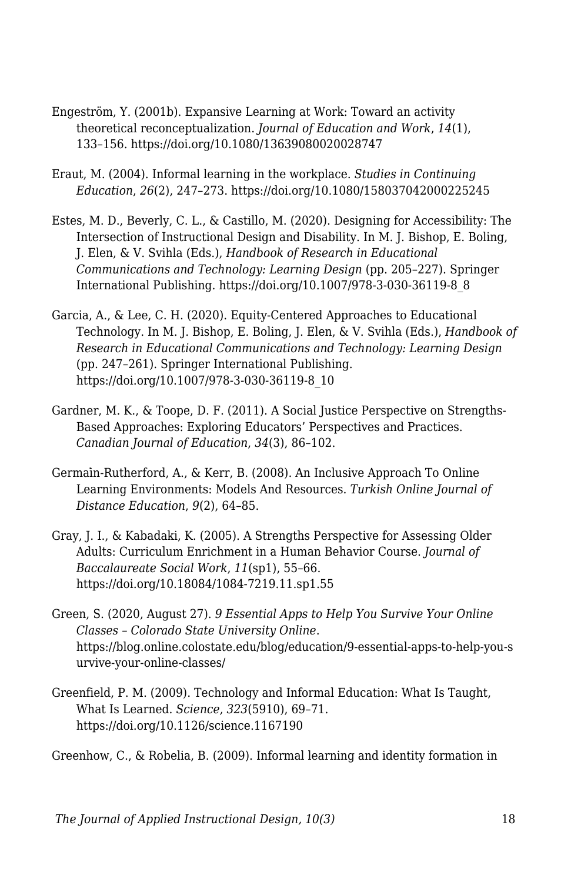Engeström, Y. (2001b). Expansive Learning at Work: Toward an activity theoretical reconceptualization. *Journal of Education and Work*, *14*(1), 133–156. https://doi.org/10.1080/13639080020028747

Eraut, M. (2004). Informal learning in the workplace. *Studies in Continuing Education*, *26*(2), 247–273. https://doi.org/10.1080/158037042000225245

Estes, M. D., Beverly, C. L., & Castillo, M. (2020). Designing for Accessibility: The Intersection of Instructional Design and Disability. In M. J. Bishop, E. Boling, J. Elen, & V. Svihla (Eds.), *Handbook of Research in Educational Communications and Technology: Learning Design* (pp. 205–227). Springer International Publishing. https://doi.org/10.1007/978-3-030-36119-8_8

Garcia, A., & Lee, C. H. (2020). Equity-Centered Approaches to Educational Technology. In M. J. Bishop, E. Boling, J. Elen, & V. Svihla (Eds.), *Handbook of Research in Educational Communications and Technology: Learning Design* (pp. 247–261). Springer International Publishing. https://doi.org/10.1007/978-3-030-36119-8_10

Gardner, M. K., & Toope, D. F. (2011). A Social Justice Perspective on Strengths-Based Approaches: Exploring Educators' Perspectives and Practices. *Canadian Journal of Education*, *34*(3), 86–102.

Germain-Rutherford, A., & Kerr, B. (2008). An Inclusive Approach To Online Learning Environments: Models And Resources. *Turkish Online Journal of Distance Education*, *9*(2), 64–85.

Gray, J. I., & Kabadaki, K. (2005). A Strengths Perspective for Assessing Older Adults: Curriculum Enrichment in a Human Behavior Course. *Journal of Baccalaureate Social Work*, *11*(sp1), 55–66. https://doi.org/10.18084/1084-7219.11.sp1.55

Green, S. (2020, August 27). *9 Essential Apps to Help You Survive Your Online Classes – Colorado State University Online*. https://blog.online.colostate.edu/blog/education/9-essential-apps-to-help-you-survive-your-online-classes/

Greenfield, P. M. (2009). Technology and Informal Education: What Is Taught, What Is Learned. *Science, 323*(5910), 69–71. https://doi.org/10.1126/science.1167190

Greenhow, C., & Robelia, B. (2009). Informal learning and identity formation in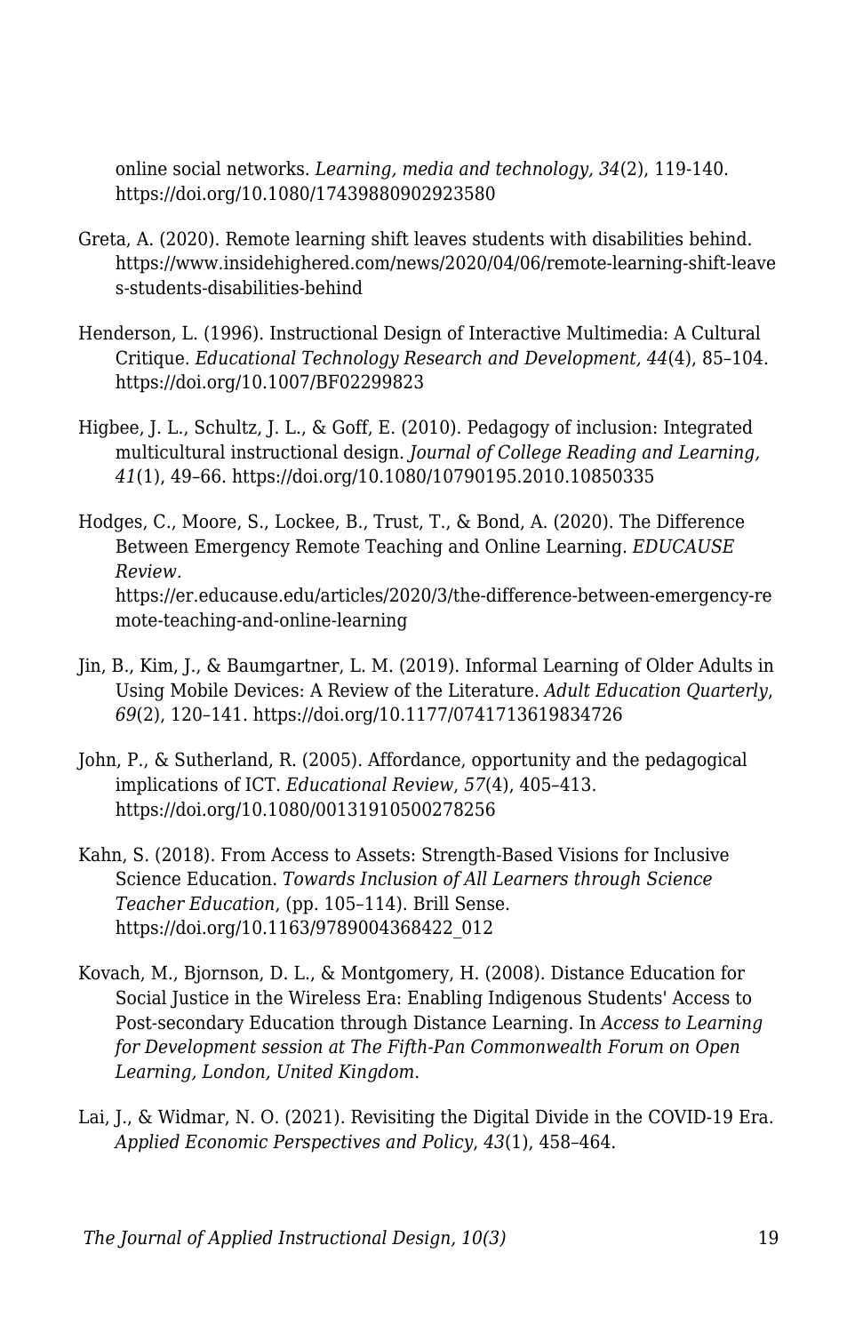online social networks. *Learning, media and technology, 34*(2), 119-140. https://doi.org/10.1080/17439880902923580

Greta, A. (2020). Remote learning shift leaves students with disabilities behind. https://www.insidehighered.com/news/2020/04/06/remote-learning-shift-leaves-students-disabilities-behind

Henderson, L. (1996). Instructional Design of Interactive Multimedia: A Cultural Critique. *Educational Technology Research and Development, 44*(4), 85–104. https://doi.org/10.1007/BF02299823

Higbee, J. L., Schultz, J. L., & Goff, E. (2010). Pedagogy of inclusion: Integrated multicultural instructional design. *Journal of College Reading and Learning, 41*(1), 49–66. https://doi.org/10.1080/10790195.2010.10850335

Hodges, C., Moore, S., Lockee, B., Trust, T., & Bond, A. (2020). The Difference Between Emergency Remote Teaching and Online Learning. *EDUCAUSE Review*. https://er.educause.edu/articles/2020/3/the-difference-between-emergency-remote-teaching-and-online-learning

Jin, B., Kim, J., & Baumgartner, L. M. (2019). Informal Learning of Older Adults in Using Mobile Devices: A Review of the Literature. *Adult Education Quarterly*, *69*(2), 120–141. https://doi.org/10.1177/0741713619834726

John, P., & Sutherland, R. (2005). Affordance, opportunity and the pedagogical implications of ICT. *Educational Review*, *57*(4), 405–413. https://doi.org/10.1080/00131910500278256

Kahn, S. (2018). From Access to Assets: Strength-Based Visions for Inclusive Science Education. *Towards Inclusion of All Learners through Science Teacher Education*, (pp. 105–114). Brill Sense. https://doi.org/10.1163/9789004368422_012

Kovach, M., Bjornson, D. L., & Montgomery, H. (2008). Distance Education for Social Justice in the Wireless Era: Enabling Indigenous Students' Access to Post-secondary Education through Distance Learning. In *Access to Learning for Development session at The Fifth-Pan Commonwealth Forum on Open Learning, London, United Kingdom*.

Lai, J., & Widmar, N. O. (2021). Revisiting the Digital Divide in the COVID-19 Era. *Applied Economic Perspectives and Policy*, *43*(1), 458–464.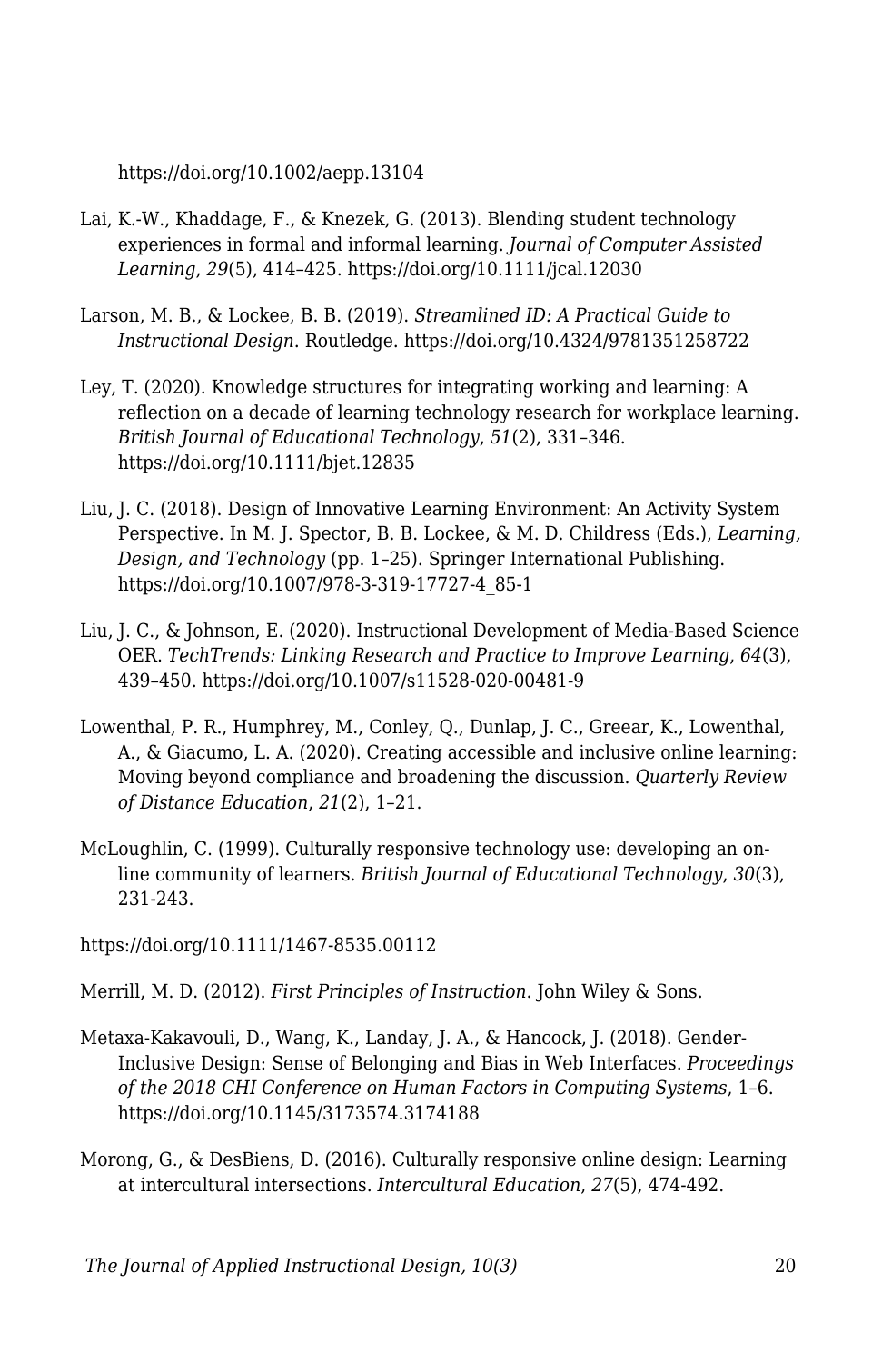https://doi.org/10.1002/aepp.13104

Lai, K.-W., Khaddage, F., & Knezek, G. (2013). Blending student technology experiences in formal and informal learning. *Journal of Computer Assisted Learning*, *29*(5), 414–425. https://doi.org/10.1111/jcal.12030

Larson, M. B., & Lockee, B. B. (2019). *Streamlined ID: A Practical Guide to Instructional Design*. Routledge. https://doi.org/10.4324/9781351258722

Ley, T. (2020). Knowledge structures for integrating working and learning: A reflection on a decade of learning technology research for workplace learning. *British Journal of Educational Technology*, *51*(2), 331–346. https://doi.org/10.1111/bjet.12835

Liu, J. C. (2018). Design of Innovative Learning Environment: An Activity System Perspective. In M. J. Spector, B. B. Lockee, & M. D. Childress (Eds.), *Learning, Design, and Technology* (pp. 1–25). Springer International Publishing. https://doi.org/10.1007/978-3-319-17727-4_85-1

Liu, J. C., & Johnson, E. (2020). Instructional Development of Media-Based Science OER. *TechTrends: Linking Research and Practice to Improve Learning*, *64*(3), 439–450. https://doi.org/10.1007/s11528-020-00481-9

Lowenthal, P. R., Humphrey, M., Conley, Q., Dunlap, J. C., Greear, K., Lowenthal, A., & Giacumo, L. A. (2020). Creating accessible and inclusive online learning: Moving beyond compliance and broadening the discussion. *Quarterly Review of Distance Education*, *21*(2), 1–21.

McLoughlin, C. (1999). Culturally responsive technology use: developing an on-line community of learners. *British Journal of Educational Technology*, *30*(3), 231-243.

https://doi.org/10.1111/1467-8535.00112

Merrill, M. D. (2012). *First Principles of Instruction*. John Wiley & Sons.

Metaxa-Kakavouli, D., Wang, K., Landay, J. A., & Hancock, J. (2018). Gender-Inclusive Design: Sense of Belonging and Bias in Web Interfaces. *Proceedings of the 2018 CHI Conference on Human Factors in Computing Systems*, 1–6. https://doi.org/10.1145/3173574.3174188

Morong, G., & DesBiens, D. (2016). Culturally responsive online design: Learning at intercultural intersections. *Intercultural Education*, *27*(5), 474-492.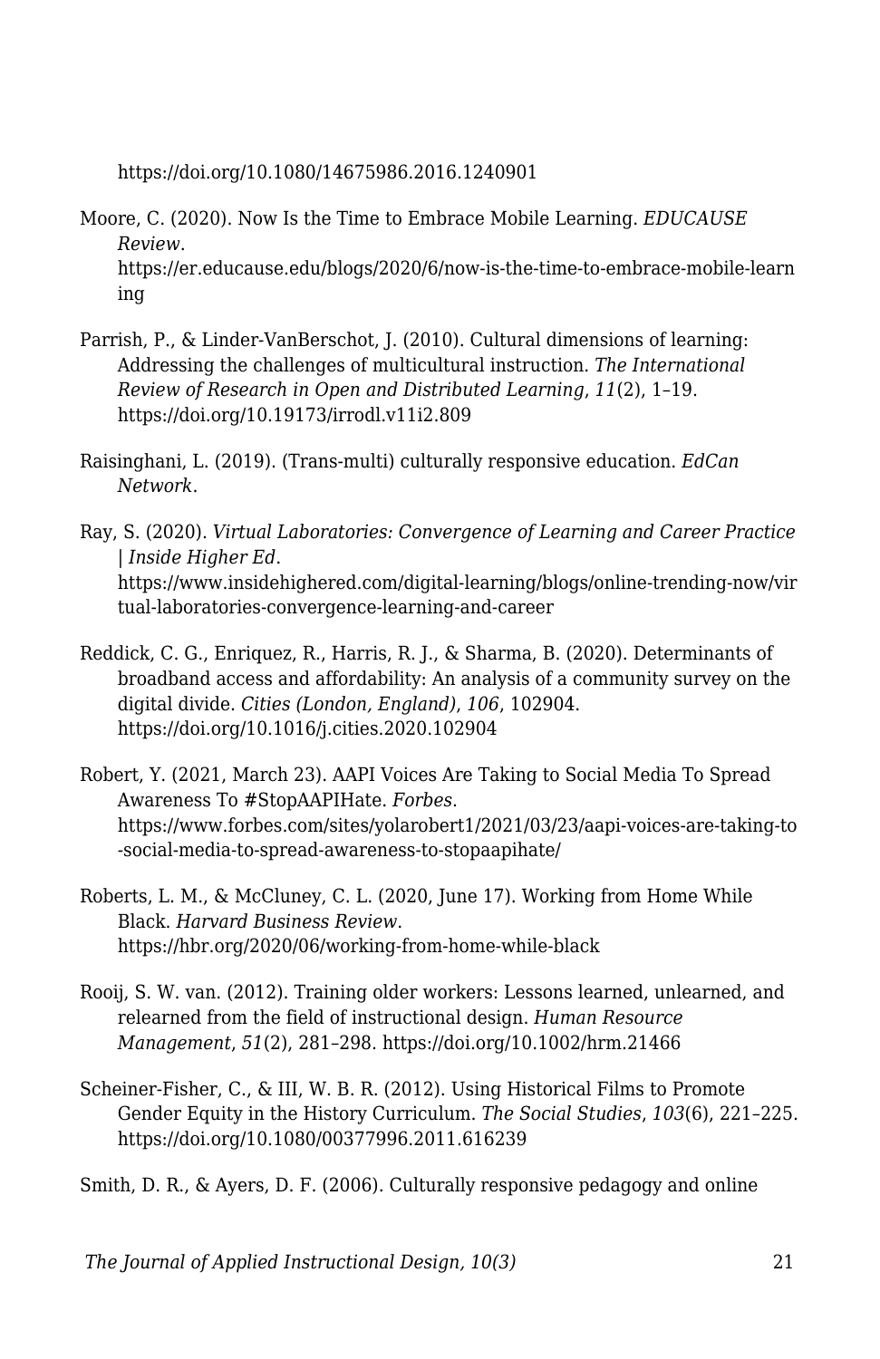https://doi.org/10.1080/14675986.2016.1240901

Moore, C. (2020). Now Is the Time to Embrace Mobile Learning. *EDUCAUSE Review*. https://er.educause.edu/blogs/2020/6/now-is-the-time-to-embrace-mobile-learning

Parrish, P., & Linder-VanBerschot, J. (2010). Cultural dimensions of learning: Addressing the challenges of multicultural instruction. *The International Review of Research in Open and Distributed Learning*, *11*(2), 1–19. https://doi.org/10.19173/irrodl.v11i2.809

Raisinghani, L. (2019). (Trans-multi) culturally responsive education. *EdCan Network*.

Ray, S. (2020). *Virtual Laboratories: Convergence of Learning and Career Practice | Inside Higher Ed*. https://www.insidehighered.com/digital-learning/blogs/online-trending-now/virtual-laboratories-convergence-learning-and-career

Reddick, C. G., Enriquez, R., Harris, R. J., & Sharma, B. (2020). Determinants of broadband access and affordability: An analysis of a community survey on the digital divide. *Cities (London, England)*, *106*, 102904. https://doi.org/10.1016/j.cities.2020.102904

Robert, Y. (2021, March 23). AAPI Voices Are Taking to Social Media To Spread Awareness To #StopAAPIHate. *Forbes*. https://www.forbes.com/sites/yolarobert1/2021/03/23/aapi-voices-are-taking-to-social-media-to-spread-awareness-to-stopaapihate/

Roberts, L. M., & McCluney, C. L. (2020, June 17). Working from Home While Black. *Harvard Business Review*. https://hbr.org/2020/06/working-from-home-while-black

Rooij, S. W. van. (2012). Training older workers: Lessons learned, unlearned, and relearned from the field of instructional design. *Human Resource Management*, *51*(2), 281–298. https://doi.org/10.1002/hrm.21466

Scheiner-Fisher, C., & III, W. B. R. (2012). Using Historical Films to Promote Gender Equity in the History Curriculum. *The Social Studies*, *103*(6), 221–225. https://doi.org/10.1080/00377996.2011.616239

Smith, D. R., & Ayers, D. F. (2006). Culturally responsive pedagogy and online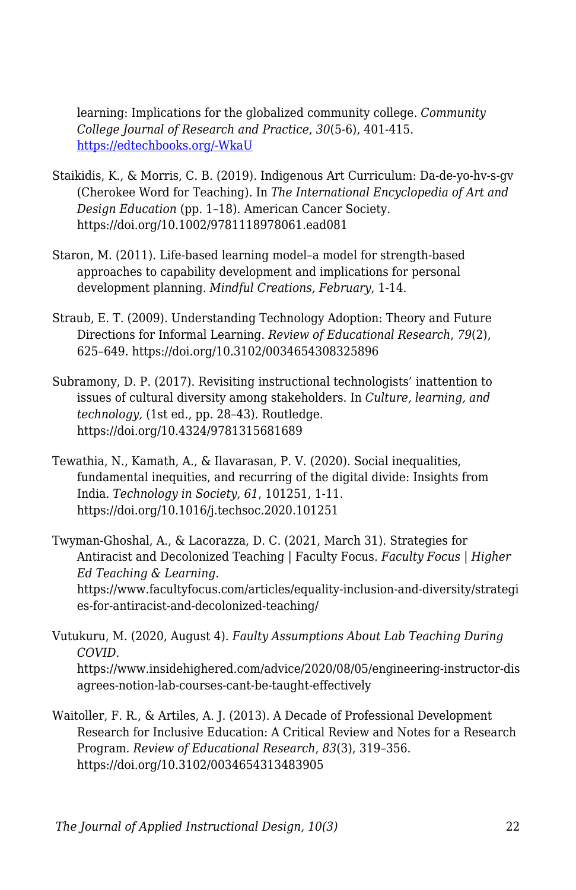learning: Implications for the globalized community college. *Community College Journal of Research and Practice*, *30*(5-6), 401-415. [https://edtechbooks.org/-WkaU](https://edtechbooks.org/-WkaU)

Staikidis, K., & Morris, C. B. (2019). Indigenous Art Curriculum: Da-de-yo-hv-s-gv (Cherokee Word for Teaching). In *The International Encyclopedia of Art and Design Education* (pp. 1–18). American Cancer Society. https://doi.org/10.1002/9781118978061.ead081

Staron, M. (2011). Life-based learning model–a model for strength-based approaches to capability development and implications for personal development planning. *Mindful Creations, February*, 1-14.

Straub, E. T. (2009). Understanding Technology Adoption: Theory and Future Directions for Informal Learning. *Review of Educational Research*, *79*(2), 625–649. https://doi.org/10.3102/0034654308325896

Subramony, D. P. (2017). Revisiting instructional technologists' inattention to issues of cultural diversity among stakeholders. In *Culture, learning, and technology,* (1st ed., pp. 28–43). Routledge. https://doi.org/10.4324/9781315681689

Tewathia, N., Kamath, A., & Ilavarasan, P. V. (2020). Social inequalities, fundamental inequities, and recurring of the digital divide: Insights from India. *Technology in Society*, *61*, 101251, 1-11. https://doi.org/10.1016/j.techsoc.2020.101251

Twyman-Ghoshal, A., & Lacorazza, D. C. (2021, March 31). Strategies for Antiracist and Decolonized Teaching | Faculty Focus. *Faculty Focus | Higher Ed Teaching & Learning*. https://www.facultyfocus.com/articles/equality-inclusion-and-diversity/strategies-for-antiracist-and-decolonized-teaching/

Vutukuru, M. (2020, August 4). *Faulty Assumptions About Lab Teaching During COVID*. https://www.insidehighered.com/advice/2020/08/05/engineering-instructor-disagrees-notion-lab-courses-cant-be-taught-effectively

Waitoller, F. R., & Artiles, A. J. (2013). A Decade of Professional Development Research for Inclusive Education: A Critical Review and Notes for a Research Program. *Review of Educational Research*, *83*(3), 319–356. https://doi.org/10.3102/0034654313483905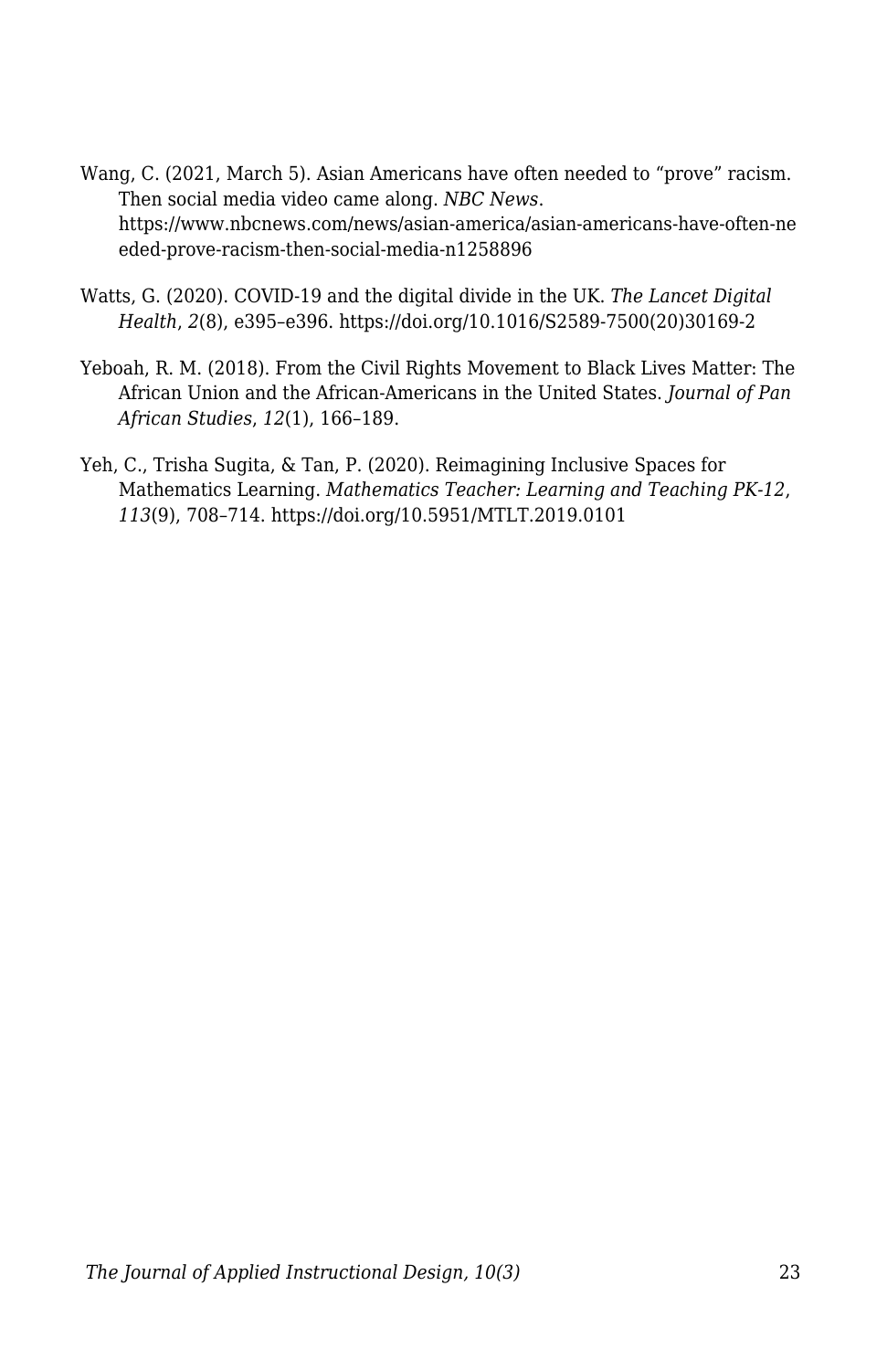Wang, C. (2021, March 5). Asian Americans have often needed to “prove” racism. Then social media video came along. *NBC News*. https://www.nbcnews.com/news/asian-america/asian-americans-have-often-needed-prove-racism-then-social-media-n1258896

Watts, G. (2020). COVID-19 and the digital divide in the UK. *The Lancet Digital Health*, *2*(8), e395–e396. https://doi.org/10.1016/S2589-7500(20)30169-2

Yeboah, R. M. (2018). From the Civil Rights Movement to Black Lives Matter: The African Union and the African-Americans in the United States. *Journal of Pan African Studies*, *12*(1), 166–189.

Yeh, C., Trisha Sugita, & Tan, P. (2020). Reimagining Inclusive Spaces for Mathematics Learning. *Mathematics Teacher: Learning and Teaching PK-12*, *113*(9), 708–714. https://doi.org/10.5951/MTLT.2019.0101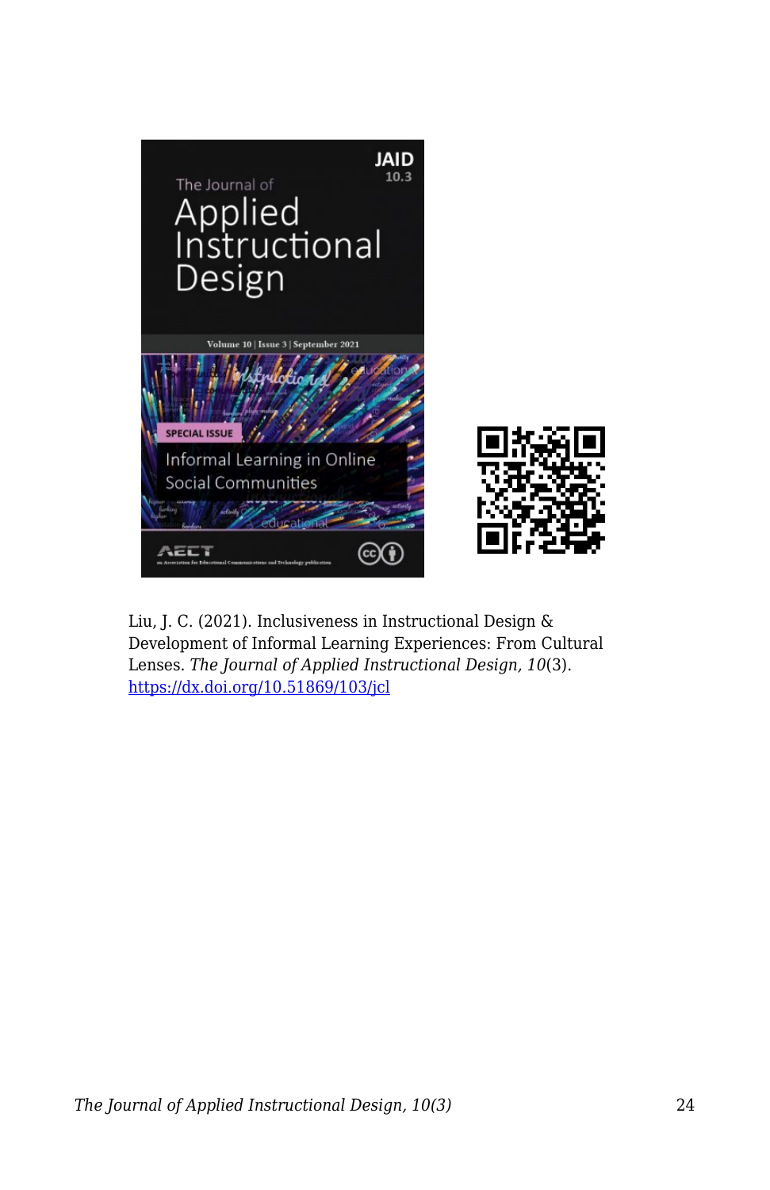Liu, J. C. (2021). Inclusiveness in Instructional Design & Development of Informal Learning Experiences: From Cultural Lenses. *The Journal of Applied Instructional Design, 10*(3). https://dx.doi.org/10.51869/103/jcl